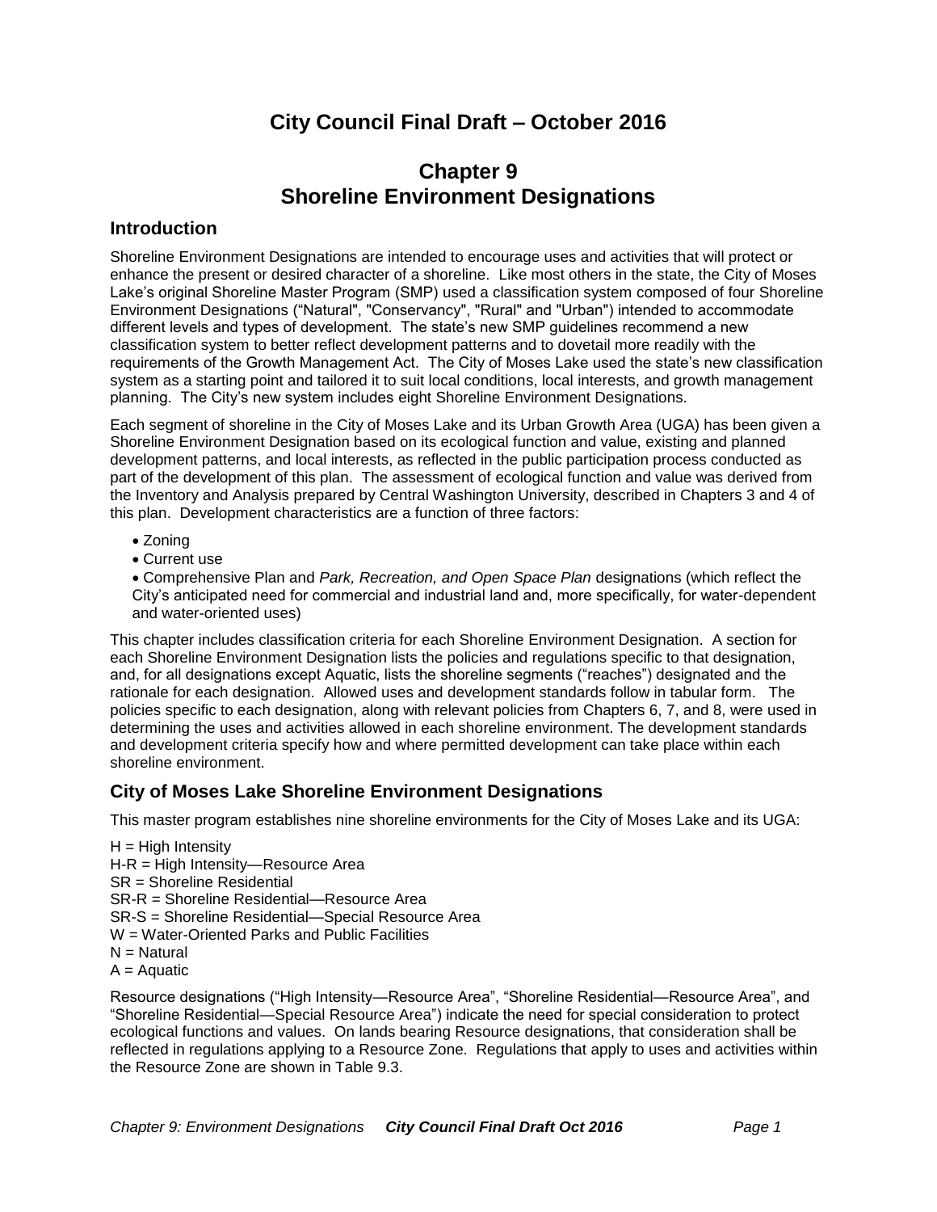# City Council Final Draft – October 2016

# Chapter 9
# Shoreline Environment Designations

## Introduction

Shoreline Environment Designations are intended to encourage uses and activities that will protect or enhance the present or desired character of a shoreline. Like most others in the state, the City of Moses Lake's original Shoreline Master Program (SMP) used a classification system composed of four Shoreline Environment Designations ("Natural", "Conservancy", "Rural" and "Urban") intended to accommodate different levels and types of development. The state's new SMP guidelines recommend a new classification system to better reflect development patterns and to dovetail more readily with the requirements of the Growth Management Act. The City of Moses Lake used the state's new classification system as a starting point and tailored it to suit local conditions, local interests, and growth management planning. The City's new system includes eight Shoreline Environment Designations.

Each segment of shoreline in the City of Moses Lake and its Urban Growth Area (UGA) has been given a Shoreline Environment Designation based on its ecological function and value, existing and planned development patterns, and local interests, as reflected in the public participation process conducted as part of the development of this plan. The assessment of ecological function and value was derived from the Inventory and Analysis prepared by Central Washington University, described in Chapters 3 and 4 of this plan. Development characteristics are a function of three factors:

- Zoning
- Current use
- Comprehensive Plan and *Park, Recreation, and Open Space Plan* designations (which reflect the City's anticipated need for commercial and industrial land and, more specifically, for water-dependent and water-oriented uses)

This chapter includes classification criteria for each Shoreline Environment Designation. A section for each Shoreline Environment Designation lists the policies and regulations specific to that designation, and, for all designations except Aquatic, lists the shoreline segments ("reaches") designated and the rationale for each designation. Allowed uses and development standards follow in tabular form. The policies specific to each designation, along with relevant policies from Chapters 6, 7, and 8, were used in determining the uses and activities allowed in each shoreline environment. The development standards and development criteria specify how and where permitted development can take place within each shoreline environment.

## City of Moses Lake Shoreline Environment Designations

This master program establishes nine shoreline environments for the City of Moses Lake and its UGA:

H = High Intensity  
H-R = High Intensity—Resource Area  
SR = Shoreline Residential  
SR-R = Shoreline Residential—Resource Area  
SR-S = Shoreline Residential—Special Resource Area  
W = Water-Oriented Parks and Public Facilities  
N = Natural  
A = Aquatic

Resource designations ("High Intensity—Resource Area", "Shoreline Residential—Resource Area", and "Shoreline Residential—Special Resource Area") indicate the need for special consideration to protect ecological functions and values. On lands bearing Resource designations, that consideration shall be reflected in regulations applying to a Resource Zone. Regulations that apply to uses and activities within the Resource Zone are shown in Table 9.3.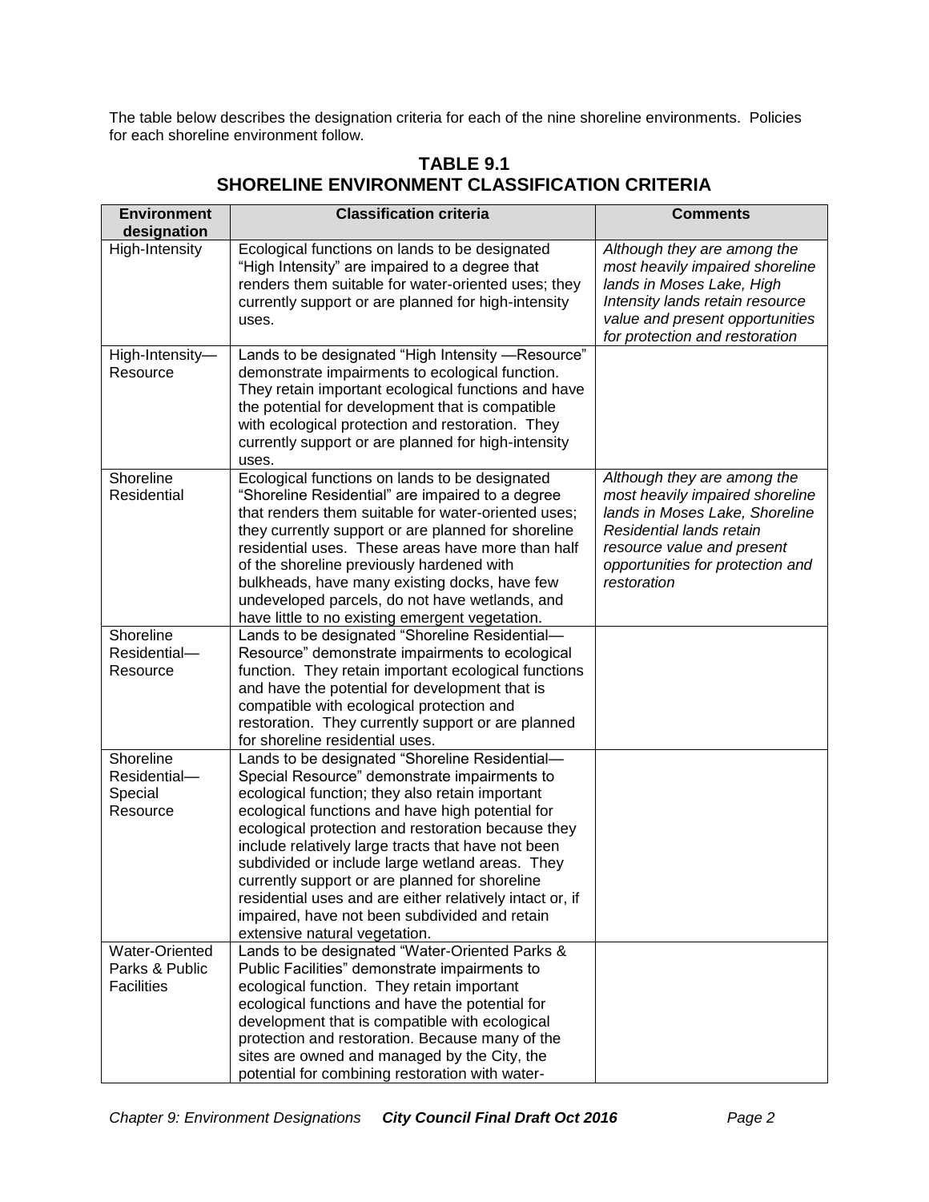The table below describes the designation criteria for each of the nine shoreline environments. Policies for each shoreline environment follow.

**TABLE 9.1**
**SHORELINE ENVIRONMENT CLASSIFICATION CRITERIA**

| Environment designation | Classification criteria | Comments |
|---|---|---|
| High-Intensity | Ecological functions on lands to be designated "High Intensity" are impaired to a degree that renders them suitable for water-oriented uses; they currently support or are planned for high-intensity uses. | *Although they are among the most heavily impaired shoreline lands in Moses Lake, High Intensity lands retain resource value and present opportunities for protection and restoration* |
| High-Intensity—Resource | Lands to be designated "High Intensity —Resource" demonstrate impairments to ecological function. They retain important ecological functions and have the potential for development that is compatible with ecological protection and restoration. They currently support or are planned for high-intensity uses. | |
| Shoreline Residential | Ecological functions on lands to be designated "Shoreline Residential" are impaired to a degree that renders them suitable for water-oriented uses; they currently support or are planned for shoreline residential uses. These areas have more than half of the shoreline previously hardened with bulkheads, have many existing docks, have few undeveloped parcels, do not have wetlands, and have little to no existing emergent vegetation. | *Although they are among the most heavily impaired shoreline lands in Moses Lake, Shoreline Residential lands retain resource value and present opportunities for protection and restoration* |
| Shoreline Residential—Resource | Lands to be designated "Shoreline Residential—Resource" demonstrate impairments to ecological function. They retain important ecological functions and have the potential for development that is compatible with ecological protection and restoration. They currently support or are planned for shoreline residential uses. | |
| Shoreline Residential—Special Resource | Lands to be designated "Shoreline Residential—Special Resource" demonstrate impairments to ecological function; they also retain important ecological functions and have high potential for ecological protection and restoration because they include relatively large tracts that have not been subdivided or include large wetland areas. They currently support or are planned for shoreline residential uses and are either relatively intact or, if impaired, have not been subdivided and retain extensive natural vegetation. | |
| Water-Oriented Parks & Public Facilities | Lands to be designated "Water-Oriented Parks & Public Facilities" demonstrate impairments to ecological function. They retain important ecological functions and have the potential for development that is compatible with ecological protection and restoration. Because many of the sites are owned and managed by the City, the potential for combining restoration with water- | |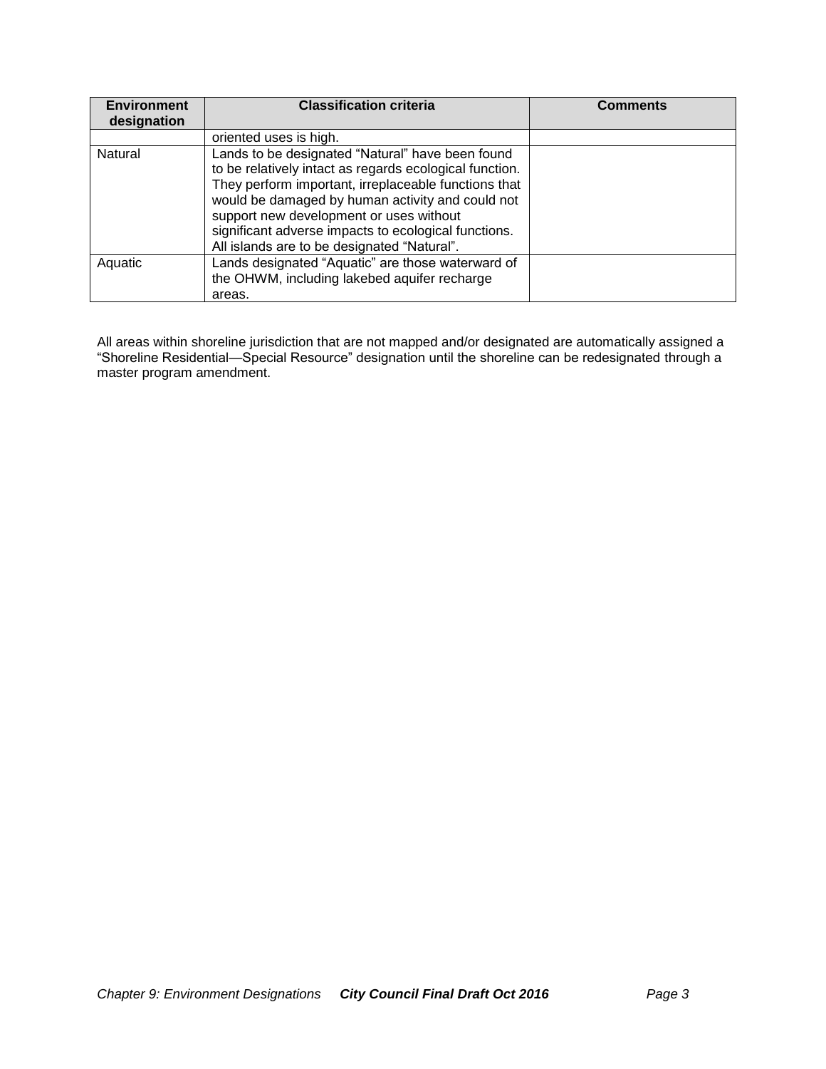| Environment designation | Classification criteria | Comments |
| --- | --- | --- |
| | oriented uses is high. | |
| Natural | Lands to be designated “Natural” have been found to be relatively intact as regards ecological function. They perform important, irreplaceable functions that would be damaged by human activity and could not support new development or uses without significant adverse impacts to ecological functions. All islands are to be designated “Natural”. | |
| Aquatic | Lands designated “Aquatic” are those waterward of the OHWM, including lakebed aquifer recharge areas. | |

All areas within shoreline jurisdiction that are not mapped and/or designated are automatically assigned a “Shoreline Residential—Special Resource” designation until the shoreline can be redesignated through a master program amendment.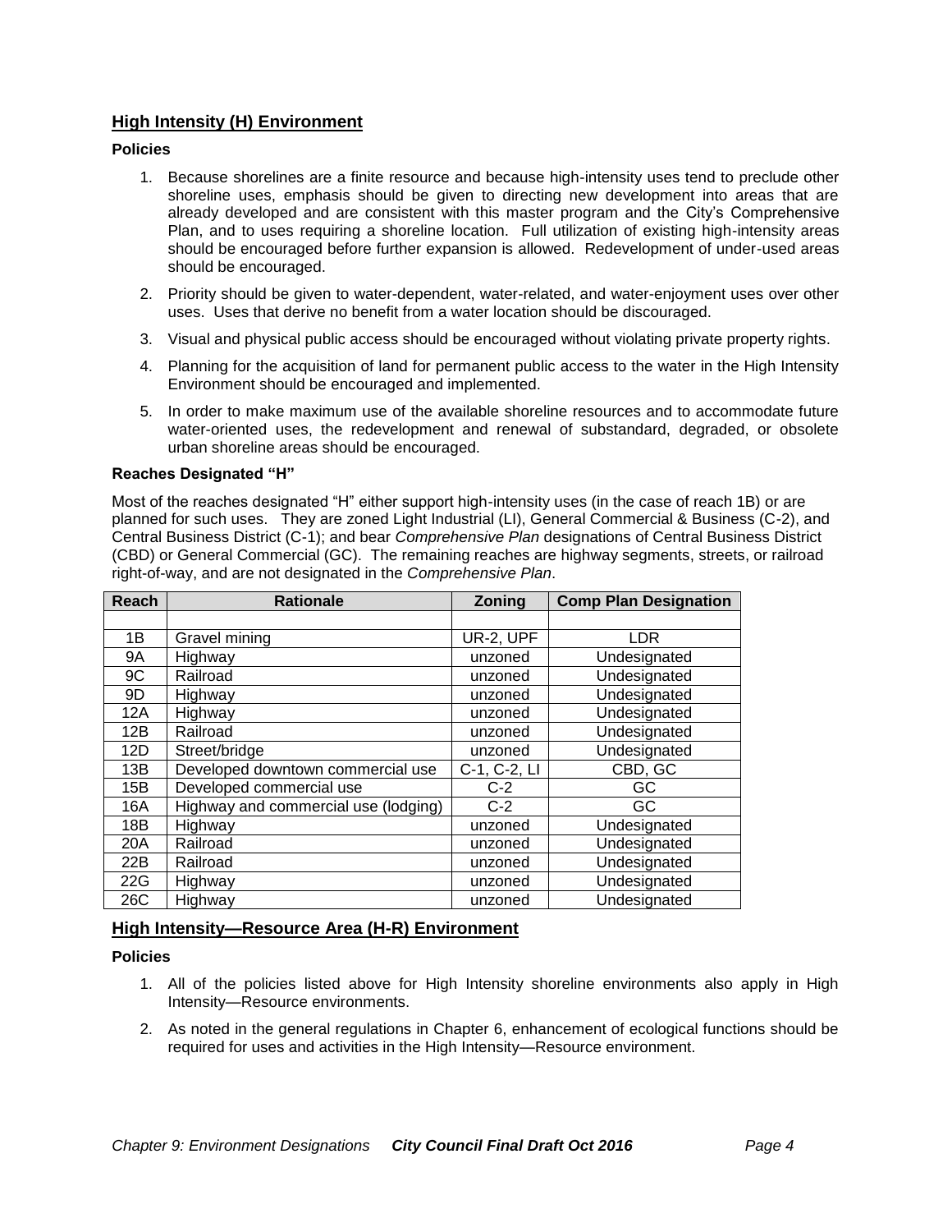## High Intensity (H) Environment

### Policies

1. Because shorelines are a finite resource and because high-intensity uses tend to preclude other shoreline uses, emphasis should be given to directing new development into areas that are already developed and are consistent with this master program and the City's Comprehensive Plan, and to uses requiring a shoreline location. Full utilization of existing high-intensity areas should be encouraged before further expansion is allowed. Redevelopment of under-used areas should be encouraged.
2. Priority should be given to water-dependent, water-related, and water-enjoyment uses over other uses. Uses that derive no benefit from a water location should be discouraged.
3. Visual and physical public access should be encouraged without violating private property rights.
4. Planning for the acquisition of land for permanent public access to the water in the High Intensity Environment should be encouraged and implemented.
5. In order to make maximum use of the available shoreline resources and to accommodate future water-oriented uses, the redevelopment and renewal of substandard, degraded, or obsolete urban shoreline areas should be encouraged.

### Reaches Designated "H"

Most of the reaches designated "H" either support high-intensity uses (in the case of reach 1B) or are planned for such uses. They are zoned Light Industrial (LI), General Commercial & Business (C-2), and Central Business District (C-1); and bear *Comprehensive Plan* designations of Central Business District (CBD) or General Commercial (GC). The remaining reaches are highway segments, streets, or railroad right-of-way, and are not designated in the *Comprehensive Plan*.

| Reach | Rationale | Zoning | Comp Plan Designation |
|---|---|---|---|
| | | | |
| 1B | Gravel mining | UR-2, UPF | LDR |
| 9A | Highway | unzoned | Undesignated |
| 9C | Railroad | unzoned | Undesignated |
| 9D | Highway | unzoned | Undesignated |
| 12A | Highway | unzoned | Undesignated |
| 12B | Railroad | unzoned | Undesignated |
| 12D | Street/bridge | unzoned | Undesignated |
| 13B | Developed downtown commercial use | C-1, C-2, LI | CBD, GC |
| 15B | Developed commercial use | C-2 | GC |
| 16A | Highway and commercial use (lodging) | C-2 | GC |
| 18B | Highway | unzoned | Undesignated |
| 20A | Railroad | unzoned | Undesignated |
| 22B | Railroad | unzoned | Undesignated |
| 22G | Highway | unzoned | Undesignated |
| 26C | Highway | unzoned | Undesignated |

## High Intensity—Resource Area (H-R) Environment

### Policies

1. All of the policies listed above for High Intensity shoreline environments also apply in High Intensity—Resource environments.
2. As noted in the general regulations in Chapter 6, enhancement of ecological functions should be required for uses and activities in the High Intensity—Resource environment.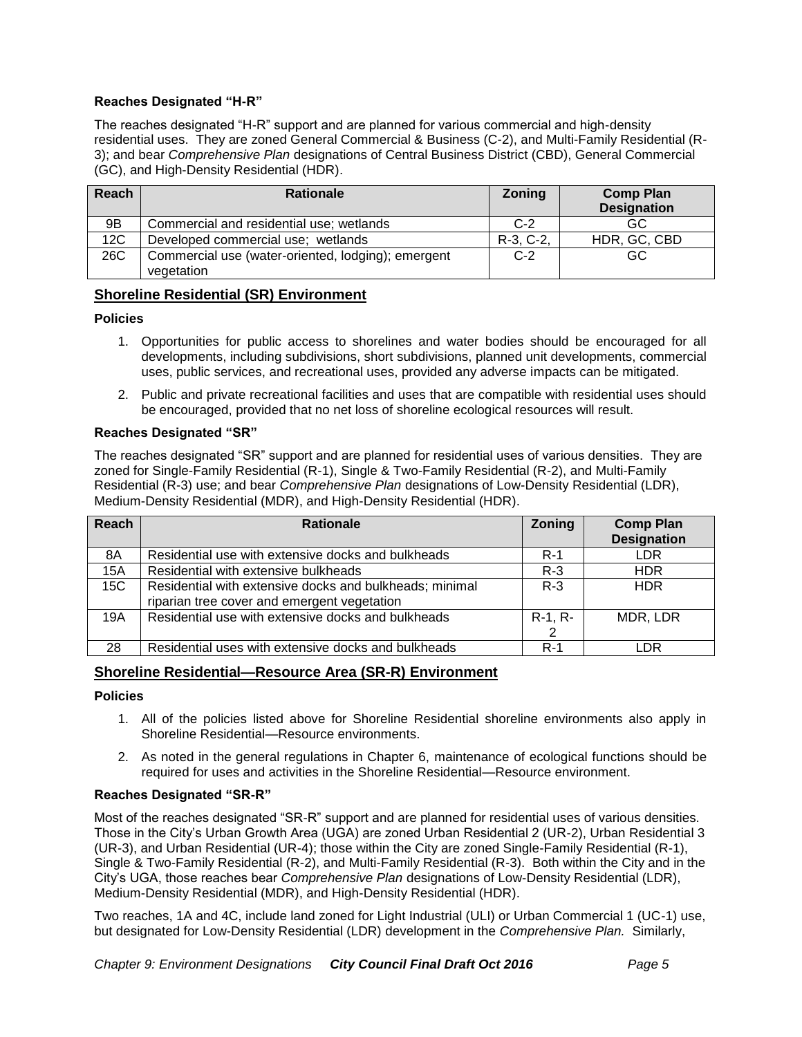**Reaches Designated "H-R"**

The reaches designated "H-R" support and are planned for various commercial and high-density residential uses. They are zoned General Commercial & Business (C-2), and Multi-Family Residential (R-3); and bear *Comprehensive Plan* designations of Central Business District (CBD), General Commercial (GC), and High-Density Residential (HDR).

| Reach | Rationale | Zoning | Comp Plan Designation |
|---|---|---|---|
| 9B | Commercial and residential use; wetlands | C-2 | GC |
| 12C | Developed commercial use; wetlands | R-3, C-2, | HDR, GC, CBD |
| 26C | Commercial use (water-oriented, lodging); emergent vegetation | C-2 | GC |

## Shoreline Residential (SR) Environment

**Policies**

1. Opportunities for public access to shorelines and water bodies should be encouraged for all developments, including subdivisions, short subdivisions, planned unit developments, commercial uses, public services, and recreational uses, provided any adverse impacts can be mitigated.
2. Public and private recreational facilities and uses that are compatible with residential uses should be encouraged, provided that no net loss of shoreline ecological resources will result.

**Reaches Designated "SR"**

The reaches designated "SR" support and are planned for residential uses of various densities. They are zoned for Single-Family Residential (R-1), Single & Two-Family Residential (R-2), and Multi-Family Residential (R-3) use; and bear *Comprehensive Plan* designations of Low-Density Residential (LDR), Medium-Density Residential (MDR), and High-Density Residential (HDR).

| Reach | Rationale | Zoning | Comp Plan Designation |
|---|---|---|---|
| 8A | Residential use with extensive docks and bulkheads | R-1 | LDR |
| 15A | Residential with extensive bulkheads | R-3 | HDR |
| 15C | Residential with extensive docks and bulkheads; minimal riparian tree cover and emergent vegetation | R-3 | HDR |
| 19A | Residential use with extensive docks and bulkheads | R-1, R-2 | MDR, LDR |
| 28 | Residential uses with extensive docks and bulkheads | R-1 | LDR |

## Shoreline Residential—Resource Area (SR-R) Environment

**Policies**

1. All of the policies listed above for Shoreline Residential shoreline environments also apply in Shoreline Residential—Resource environments.
2. As noted in the general regulations in Chapter 6, maintenance of ecological functions should be required for uses and activities in the Shoreline Residential—Resource environment.

**Reaches Designated "SR-R"**

Most of the reaches designated "SR-R" support and are planned for residential uses of various densities. Those in the City's Urban Growth Area (UGA) are zoned Urban Residential 2 (UR-2), Urban Residential 3 (UR-3), and Urban Residential (UR-4); those within the City are zoned Single-Family Residential (R-1), Single & Two-Family Residential (R-2), and Multi-Family Residential (R-3). Both within the City and in the City's UGA, those reaches bear *Comprehensive Plan* designations of Low-Density Residential (LDR), Medium-Density Residential (MDR), and High-Density Residential (HDR).

Two reaches, 1A and 4C, include land zoned for Light Industrial (ULI) or Urban Commercial 1 (UC-1) use, but designated for Low-Density Residential (LDR) development in the *Comprehensive Plan.* Similarly,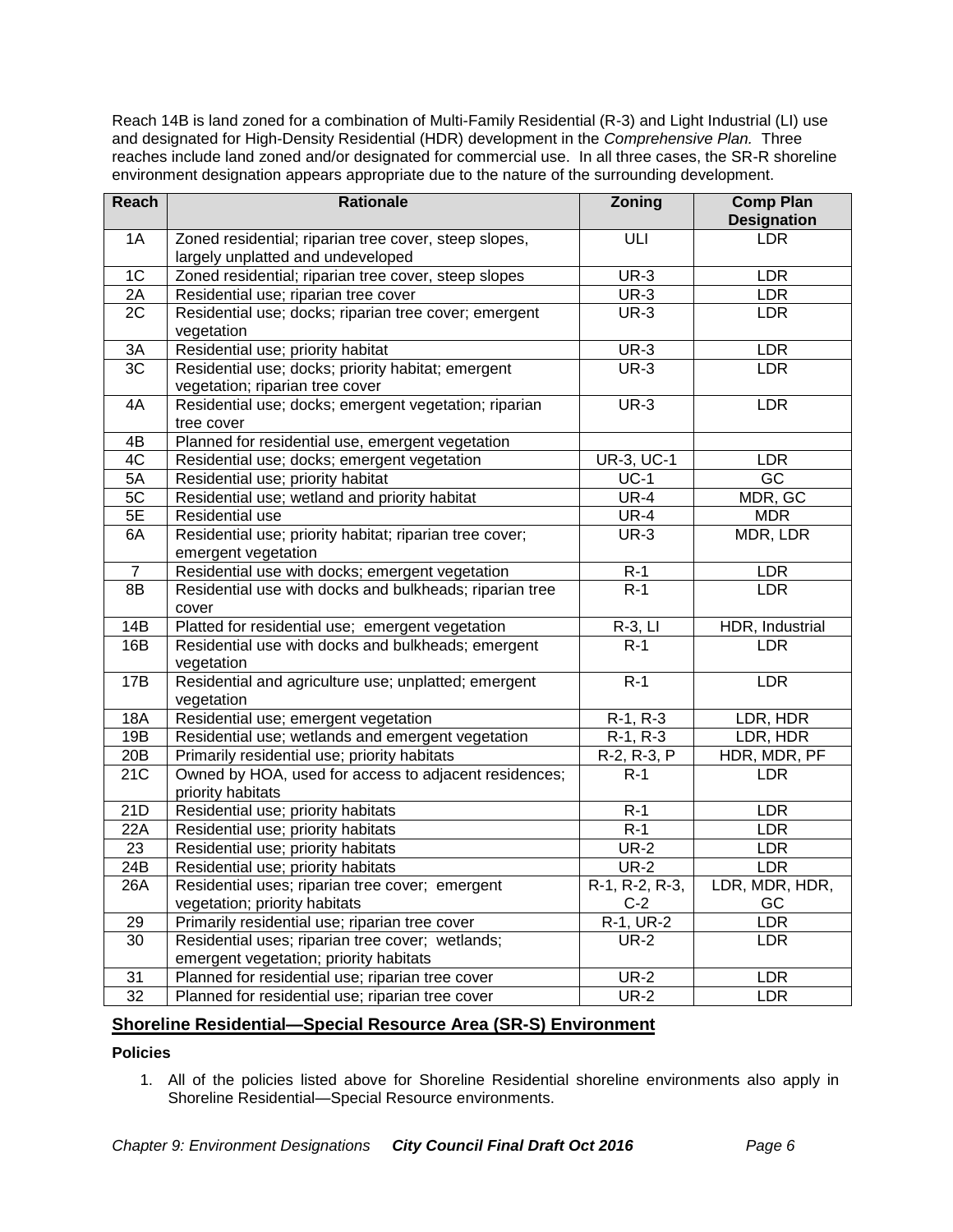Reach 14B is land zoned for a combination of Multi-Family Residential (R-3) and Light Industrial (LI) use and designated for High-Density Residential (HDR) development in the *Comprehensive Plan.* Three reaches include land zoned and/or designated for commercial use. In all three cases, the SR-R shoreline environment designation appears appropriate due to the nature of the surrounding development.

| Reach | Rationale | Zoning | Comp Plan Designation |
|---|---|---|---|
| 1A | Zoned residential; riparian tree cover, steep slopes, largely unplatted and undeveloped | ULI | LDR |
| 1C | Zoned residential; riparian tree cover, steep slopes | UR-3 | LDR |
| 2A | Residential use; riparian tree cover | UR-3 | LDR |
| 2C | Residential use; docks; riparian tree cover; emergent vegetation | UR-3 | LDR |
| 3A | Residential use; priority habitat | UR-3 | LDR |
| 3C | Residential use; docks; priority habitat; emergent vegetation; riparian tree cover | UR-3 | LDR |
| 4A | Residential use; docks; emergent vegetation; riparian tree cover | UR-3 | LDR |
| 4B | Planned for residential use, emergent vegetation | | |
| 4C | Residential use; docks; emergent vegetation | UR-3, UC-1 | LDR |
| 5A | Residential use; priority habitat | UC-1 | GC |
| 5C | Residential use; wetland and priority habitat | UR-4 | MDR, GC |
| 5E | Residential use | UR-4 | MDR |
| 6A | Residential use; priority habitat; riparian tree cover; emergent vegetation | UR-3 | MDR, LDR |
| 7 | Residential use with docks; emergent vegetation | R-1 | LDR |
| 8B | Residential use with docks and bulkheads; riparian tree cover | R-1 | LDR |
| 14B | Platted for residential use; emergent vegetation | R-3, LI | HDR, Industrial |
| 16B | Residential use with docks and bulkheads; emergent vegetation | R-1 | LDR |
| 17B | Residential and agriculture use; unplatted; emergent vegetation | R-1 | LDR |
| 18A | Residential use; emergent vegetation | R-1, R-3 | LDR, HDR |
| 19B | Residential use; wetlands and emergent vegetation | R-1, R-3 | LDR, HDR |
| 20B | Primarily residential use; priority habitats | R-2, R-3, P | HDR, MDR, PF |
| 21C | Owned by HOA, used for access to adjacent residences; priority habitats | R-1 | LDR |
| 21D | Residential use; priority habitats | R-1 | LDR |
| 22A | Residential use; priority habitats | R-1 | LDR |
| 23 | Residential use; priority habitats | UR-2 | LDR |
| 24B | Residential use; priority habitats | UR-2 | LDR |
| 26A | Residential uses; riparian tree cover; emergent vegetation; priority habitats | R-1, R-2, R-3, C-2 | LDR, MDR, HDR, GC |
| 29 | Primarily residential use; riparian tree cover | R-1, UR-2 | LDR |
| 30 | Residential uses; riparian tree cover; wetlands; emergent vegetation; priority habitats | UR-2 | LDR |
| 31 | Planned for residential use; riparian tree cover | UR-2 | LDR |
| 32 | Planned for residential use; riparian tree cover | UR-2 | LDR |

## Shoreline Residential—Special Resource Area (SR-S) Environment

**Policies**

1. All of the policies listed above for Shoreline Residential shoreline environments also apply in Shoreline Residential—Special Resource environments.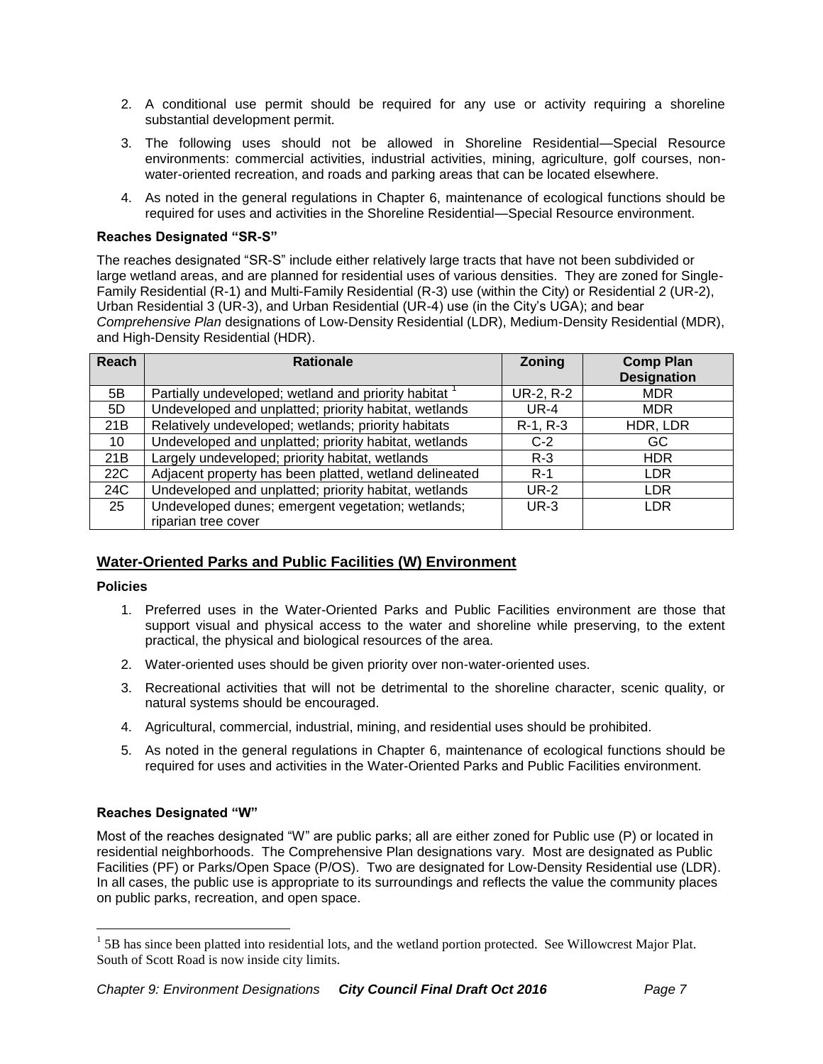2. A conditional use permit should be required for any use or activity requiring a shoreline substantial development permit.
3. The following uses should not be allowed in Shoreline Residential—Special Resource environments: commercial activities, industrial activities, mining, agriculture, golf courses, non-water-oriented recreation, and roads and parking areas that can be located elsewhere.
4. As noted in the general regulations in Chapter 6, maintenance of ecological functions should be required for uses and activities in the Shoreline Residential—Special Resource environment.

**Reaches Designated "SR-S"**

The reaches designated "SR-S" include either relatively large tracts that have not been subdivided or large wetland areas, and are planned for residential uses of various densities. They are zoned for Single-Family Residential (R-1) and Multi-Family Residential (R-3) use (within the City) or Residential 2 (UR-2), Urban Residential 3 (UR-3), and Urban Residential (UR-4) use (in the City's UGA); and bear *Comprehensive Plan* designations of Low-Density Residential (LDR), Medium-Density Residential (MDR), and High-Density Residential (HDR).

| Reach | Rationale | Zoning | Comp Plan Designation |
|---|---|---|---|
| 5B | Partially undeveloped; wetland and priority habitat [1] | UR-2, R-2 | MDR |
| 5D | Undeveloped and unplatted; priority habitat, wetlands | UR-4 | MDR |
| 21B | Relatively undeveloped; wetlands; priority habitats | R-1, R-3 | HDR, LDR |
| 10 | Undeveloped and unplatted; priority habitat, wetlands | C-2 | GC |
| 21B | Largely undeveloped; priority habitat, wetlands | R-3 | HDR |
| 22C | Adjacent property has been platted, wetland delineated | R-1 | LDR |
| 24C | Undeveloped and unplatted; priority habitat, wetlands | UR-2 | LDR |
| 25 | Undeveloped dunes; emergent vegetation; wetlands; riparian tree cover | UR-3 | LDR |

## Water-Oriented Parks and Public Facilities (W) Environment

**Policies**

1. Preferred uses in the Water-Oriented Parks and Public Facilities environment are those that support visual and physical access to the water and shoreline while preserving, to the extent practical, the physical and biological resources of the area.
2. Water-oriented uses should be given priority over non-water-oriented uses.
3. Recreational activities that will not be detrimental to the shoreline character, scenic quality, or natural systems should be encouraged.
4. Agricultural, commercial, industrial, mining, and residential uses should be prohibited.
5. As noted in the general regulations in Chapter 6, maintenance of ecological functions should be required for uses and activities in the Water-Oriented Parks and Public Facilities environment.

**Reaches Designated "W"**

Most of the reaches designated "W" are public parks; all are either zoned for Public use (P) or located in residential neighborhoods. The Comprehensive Plan designations vary. Most are designated as Public Facilities (PF) or Parks/Open Space (P/OS). Two are designated for Low-Density Residential use (LDR). In all cases, the public use is appropriate to its surroundings and reflects the value the community places on public parks, recreation, and open space.

[1] 5B has since been platted into residential lots, and the wetland portion protected. See Willowcrest Major Plat. South of Scott Road is now inside city limits.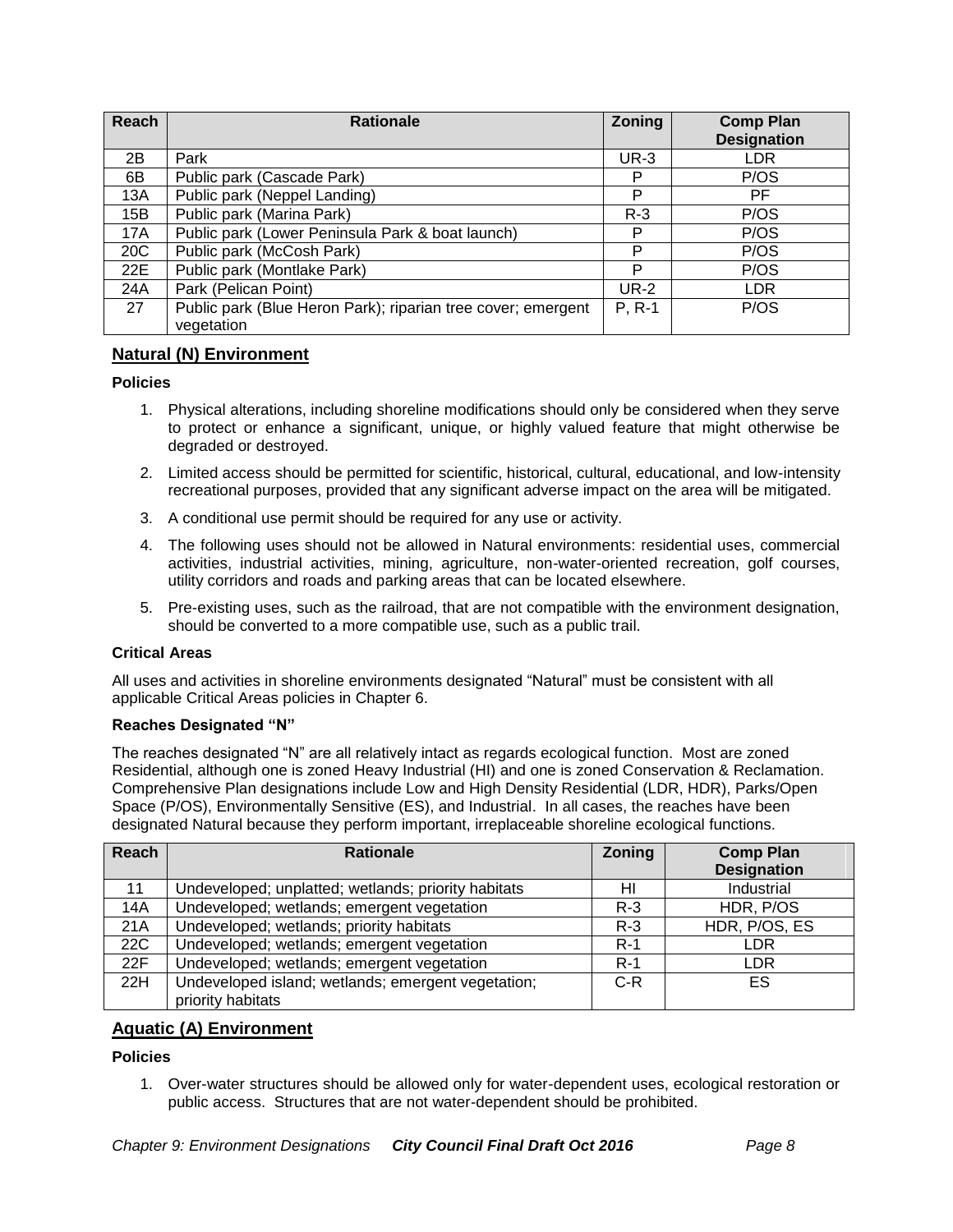| Reach | Rationale | Zoning | Comp Plan Designation |
|---|---|---|---|
| 2B | Park | UR-3 | LDR |
| 6B | Public park (Cascade Park) | P | P/OS |
| 13A | Public park (Neppel Landing) | P | PF |
| 15B | Public park (Marina Park) | R-3 | P/OS |
| 17A | Public park (Lower Peninsula Park & boat launch) | P | P/OS |
| 20C | Public park (McCosh Park) | P | P/OS |
| 22E | Public park (Montlake Park) | P | P/OS |
| 24A | Park (Pelican Point) | UR-2 | LDR |
| 27 | Public park (Blue Heron Park); riparian tree cover; emergent vegetation | P, R-1 | P/OS |

## Natural (N) Environment

**Policies**

1. Physical alterations, including shoreline modifications should only be considered when they serve to protect or enhance a significant, unique, or highly valued feature that might otherwise be degraded or destroyed.
2. Limited access should be permitted for scientific, historical, cultural, educational, and low-intensity recreational purposes, provided that any significant adverse impact on the area will be mitigated.
3. A conditional use permit should be required for any use or activity.
4. The following uses should not be allowed in Natural environments: residential uses, commercial activities, industrial activities, mining, agriculture, non-water-oriented recreation, golf courses, utility corridors and roads and parking areas that can be located elsewhere.
5. Pre-existing uses, such as the railroad, that are not compatible with the environment designation, should be converted to a more compatible use, such as a public trail.

**Critical Areas**

All uses and activities in shoreline environments designated "Natural" must be consistent with all applicable Critical Areas policies in Chapter 6.

**Reaches Designated "N"**

The reaches designated "N" are all relatively intact as regards ecological function. Most are zoned Residential, although one is zoned Heavy Industrial (HI) and one is zoned Conservation & Reclamation. Comprehensive Plan designations include Low and High Density Residential (LDR, HDR), Parks/Open Space (P/OS), Environmentally Sensitive (ES), and Industrial. In all cases, the reaches have been designated Natural because they perform important, irreplaceable shoreline ecological functions.

| Reach | Rationale | Zoning | Comp Plan Designation |
|---|---|---|---|
| 11 | Undeveloped; unplatted; wetlands; priority habitats | HI | Industrial |
| 14A | Undeveloped; wetlands; emergent vegetation | R-3 | HDR, P/OS |
| 21A | Undeveloped; wetlands; priority habitats | R-3 | HDR, P/OS, ES |
| 22C | Undeveloped; wetlands; emergent vegetation | R-1 | LDR |
| 22F | Undeveloped; wetlands; emergent vegetation | R-1 | LDR |
| 22H | Undeveloped island; wetlands; emergent vegetation; priority habitats | C-R | ES |

## Aquatic (A) Environment

**Policies**

1. Over-water structures should be allowed only for water-dependent uses, ecological restoration or public access. Structures that are not water-dependent should be prohibited.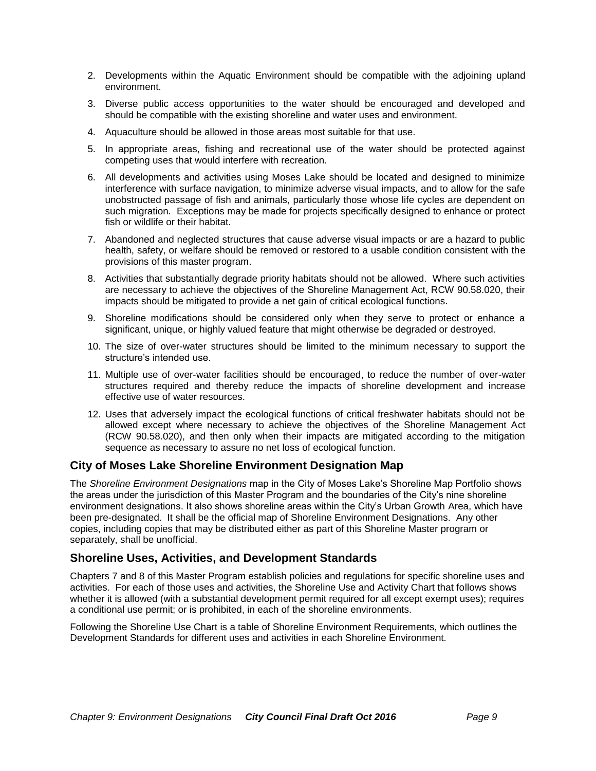2. Developments within the Aquatic Environment should be compatible with the adjoining upland environment.

3. Diverse public access opportunities to the water should be encouraged and developed and should be compatible with the existing shoreline and water uses and environment.

4. Aquaculture should be allowed in those areas most suitable for that use.

5. In appropriate areas, fishing and recreational use of the water should be protected against competing uses that would interfere with recreation.

6. All developments and activities using Moses Lake should be located and designed to minimize interference with surface navigation, to minimize adverse visual impacts, and to allow for the safe unobstructed passage of fish and animals, particularly those whose life cycles are dependent on such migration. Exceptions may be made for projects specifically designed to enhance or protect fish or wildlife or their habitat.

7. Abandoned and neglected structures that cause adverse visual impacts or are a hazard to public health, safety, or welfare should be removed or restored to a usable condition consistent with the provisions of this master program.

8. Activities that substantially degrade priority habitats should not be allowed. Where such activities are necessary to achieve the objectives of the Shoreline Management Act, RCW 90.58.020, their impacts should be mitigated to provide a net gain of critical ecological functions.

9. Shoreline modifications should be considered only when they serve to protect or enhance a significant, unique, or highly valued feature that might otherwise be degraded or destroyed.

10. The size of over-water structures should be limited to the minimum necessary to support the structure's intended use.

11. Multiple use of over-water facilities should be encouraged, to reduce the number of over-water structures required and thereby reduce the impacts of shoreline development and increase effective use of water resources.

12. Uses that adversely impact the ecological functions of critical freshwater habitats should not be allowed except where necessary to achieve the objectives of the Shoreline Management Act (RCW 90.58.020), and then only when their impacts are mitigated according to the mitigation sequence as necessary to assure no net loss of ecological function.

## City of Moses Lake Shoreline Environment Designation Map

The *Shoreline Environment Designations* map in the City of Moses Lake's Shoreline Map Portfolio shows the areas under the jurisdiction of this Master Program and the boundaries of the City's nine shoreline environment designations. It also shows shoreline areas within the City's Urban Growth Area, which have been pre-designated. It shall be the official map of Shoreline Environment Designations. Any other copies, including copies that may be distributed either as part of this Shoreline Master program or separately, shall be unofficial.

## Shoreline Uses, Activities, and Development Standards

Chapters 7 and 8 of this Master Program establish policies and regulations for specific shoreline uses and activities. For each of those uses and activities, the Shoreline Use and Activity Chart that follows shows whether it is allowed (with a substantial development permit required for all except exempt uses); requires a conditional use permit; or is prohibited, in each of the shoreline environments.

Following the Shoreline Use Chart is a table of Shoreline Environment Requirements, which outlines the Development Standards for different uses and activities in each Shoreline Environment.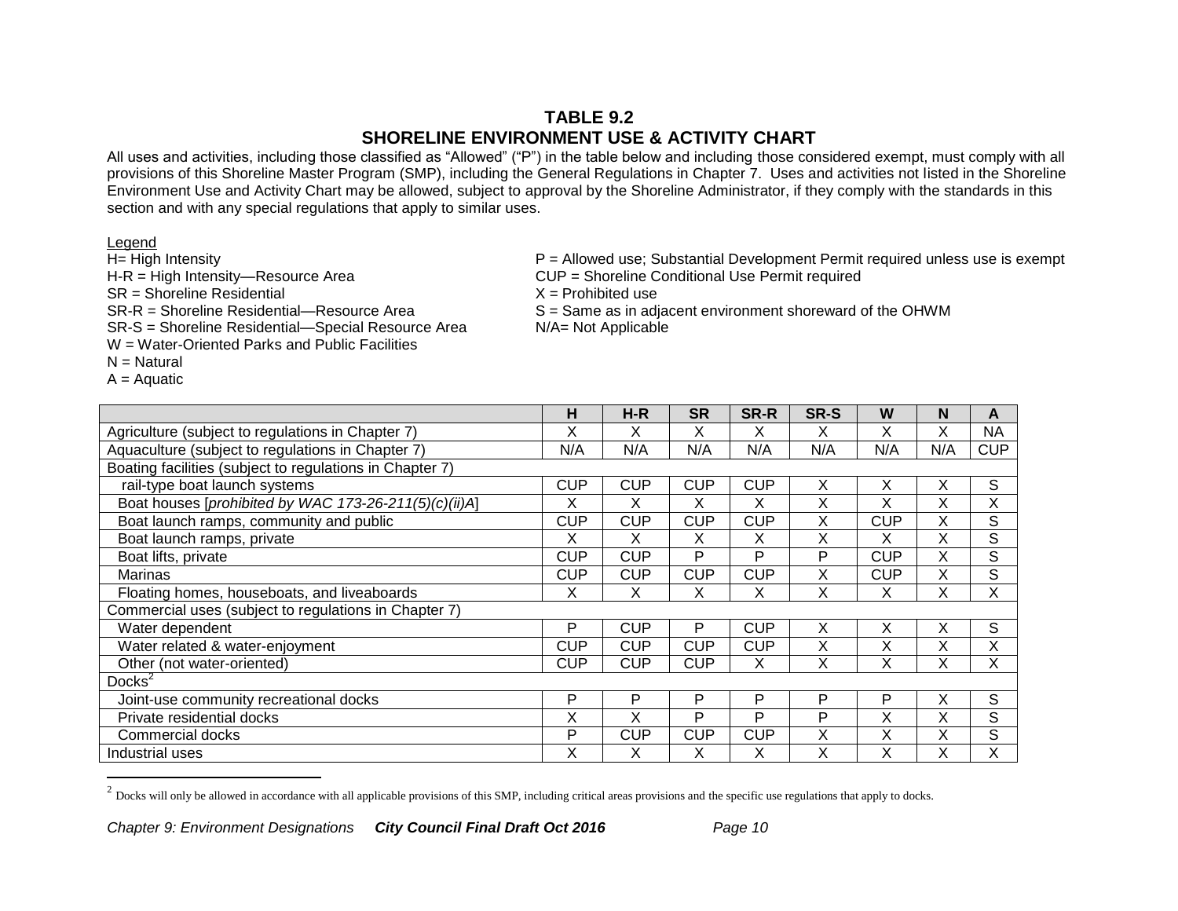## TABLE 9.2
## SHORELINE ENVIRONMENT USE & ACTIVITY CHART

All uses and activities, including those classified as "Allowed" ("P") in the table below and including those considered exempt, must comply with all provisions of this Shoreline Master Program (SMP), including the General Regulations in Chapter 7. Uses and activities not listed in the Shoreline Environment Use and Activity Chart may be allowed, subject to approval by the Shoreline Administrator, if they comply with the standards in this section and with any special regulations that apply to similar uses.

Legend

H= High Intensity
H-R = High Intensity—Resource Area
SR = Shoreline Residential
SR-R = Shoreline Residential—Resource Area
SR-S = Shoreline Residential—Special Resource Area
W = Water-Oriented Parks and Public Facilities
N = Natural
A = Aquatic

P = Allowed use; Substantial Development Permit required unless use is exempt
CUP = Shoreline Conditional Use Permit required
X = Prohibited use
S = Same as in adjacent environment shoreward of the OHWM
N/A= Not Applicable

| | H | H-R | SR | SR-R | SR-S | W | N | A |
|---|---|---|---|---|---|---|---|---|
| Agriculture (subject to regulations in Chapter 7) | X | X | X | X | X | X | X | NA |
| Aquaculture (subject to regulations in Chapter 7) | N/A | N/A | N/A | N/A | N/A | N/A | N/A | CUP |
| Boating facilities (subject to regulations in Chapter 7) | | | | | | | | |
| rail-type boat launch systems | CUP | CUP | CUP | CUP | X | X | X | S |
| Boat houses [*prohibited by WAC 173-26-211(5)(c)(ii)A*] | X | X | X | X | X | X | X | X |
| Boat launch ramps, community and public | CUP | CUP | CUP | CUP | X | CUP | X | S |
| Boat launch ramps, private | X | X | X | X | X | X | X | S |
| Boat lifts, private | CUP | CUP | P | P | P | CUP | X | S |
| Marinas | CUP | CUP | CUP | CUP | X | CUP | X | S |
| Floating homes, houseboats, and liveaboards | X | X | X | X | X | X | X | X |
| Commercial uses (subject to regulations in Chapter 7) | | | | | | | | |
| Water dependent | P | CUP | P | CUP | X | X | X | S |
| Water related & water-enjoyment | CUP | CUP | CUP | CUP | X | X | X | X |
| Other (not water-oriented) | CUP | CUP | CUP | X | X | X | X | X |
| Docks[2] | | | | | | | | |
| Joint-use community recreational docks | P | P | P | P | P | P | X | S |
| Private residential docks | X | X | P | P | P | X | X | S |
| Commercial docks | P | CUP | CUP | CUP | X | X | X | S |
| Industrial uses | X | X | X | X | X | X | X | X |

[2] Docks will only be allowed in accordance with all applicable provisions of this SMP, including critical areas provisions and the specific use regulations that apply to docks.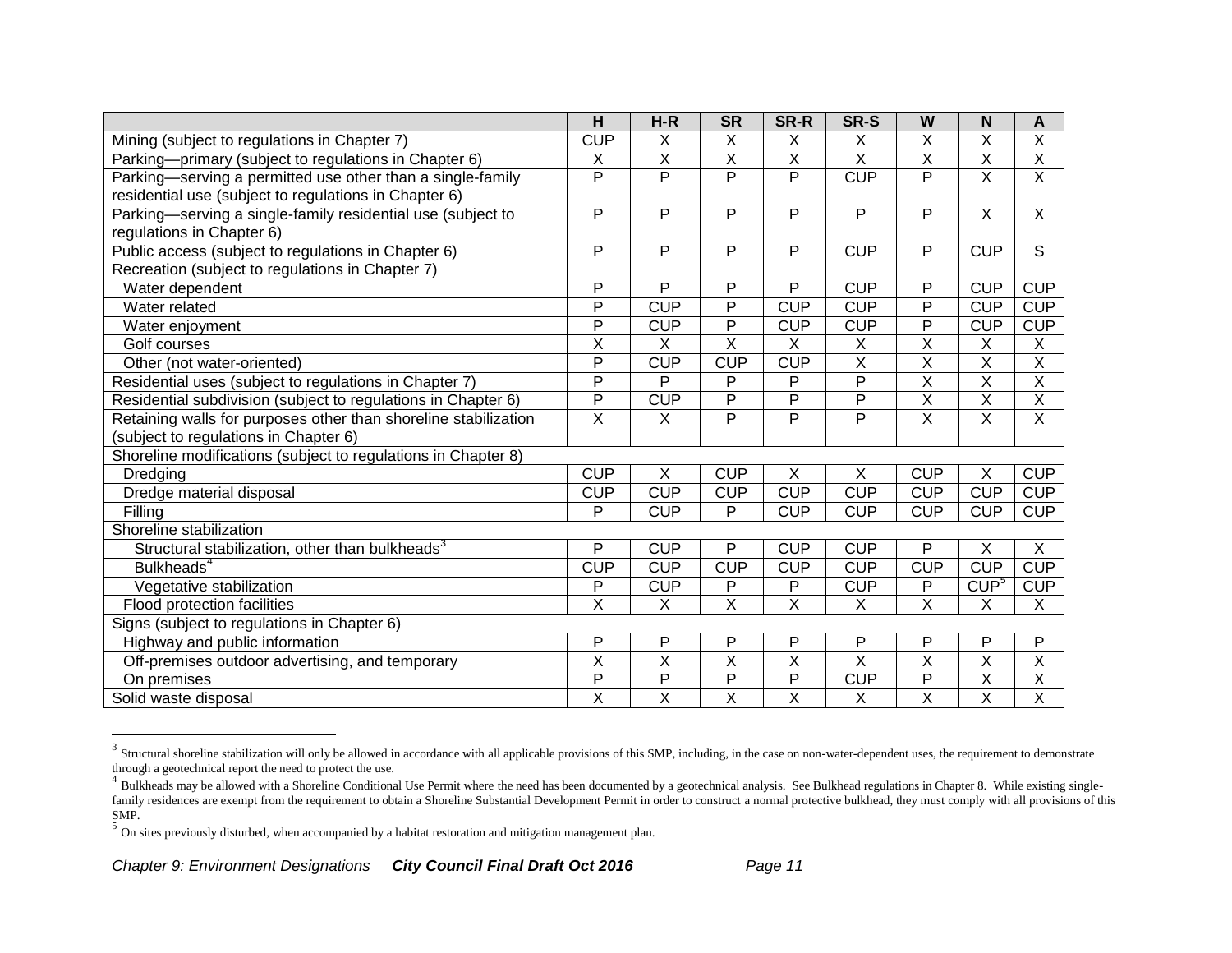| | H | H-R | SR | SR-R | SR-S | W | N | A |
|---|---|---|---|---|---|---|---|---|
| Mining (subject to regulations in Chapter 7) | CUP | X | X | X | X | X | X | X |
| Parking—primary (subject to regulations in Chapter 6) | X | X | X | X | X | X | X | X |
| Parking—serving a permitted use other than a single-family residential use (subject to regulations in Chapter 6) | P | P | P | P | CUP | P | X | X |
| Parking—serving a single-family residential use (subject to regulations in Chapter 6) | P | P | P | P | P | P | X | X |
| Public access (subject to regulations in Chapter 6) | P | P | P | P | CUP | P | CUP | S |
| Recreation (subject to regulations in Chapter 7) | | | | | | | | |
| Water dependent | P | P | P | P | CUP | P | CUP | CUP |
| Water related | P | CUP | P | CUP | CUP | P | CUP | CUP |
| Water enjoyment | P | CUP | P | CUP | CUP | P | CUP | CUP |
| Golf courses | X | X | X | X | X | X | X | X |
| Other (not water-oriented) | P | CUP | CUP | CUP | X | X | X | X |
| Residential uses (subject to regulations in Chapter 7) | P | P | P | P | P | X | X | X |
| Residential subdivision (subject to regulations in Chapter 6) | P | CUP | P | P | P | X | X | X |
| Retaining walls for purposes other than shoreline stabilization (subject to regulations in Chapter 6) | X | X | P | P | P | X | X | X |
| Shoreline modifications (subject to regulations in Chapter 8) | | | | | | | | |
| Dredging | CUP | X | CUP | X | X | CUP | X | CUP |
| Dredge material disposal | CUP | CUP | CUP | CUP | CUP | CUP | CUP | CUP |
| Filling | P | CUP | P | CUP | CUP | CUP | CUP | CUP |
| Shoreline stabilization | | | | | | | | |
| Structural stabilization, other than bulkheads[3] | P | CUP | P | CUP | CUP | P | X | X |
| Bulkheads[4] | CUP | CUP | CUP | CUP | CUP | CUP | CUP | CUP |
| Vegetative stabilization | P | CUP | P | P | CUP | P | CUP[5] | CUP |
| Flood protection facilities | X | X | X | X | X | X | X | X |
| Signs (subject to regulations in Chapter 6) | | | | | | | | |
| Highway and public information | P | P | P | P | P | P | P | P |
| Off-premises outdoor advertising, and temporary | X | X | X | X | X | X | X | X |
| On premises | P | P | P | P | CUP | P | X | X |
| Solid waste disposal | X | X | X | X | X | X | X | X |

[3] Structural shoreline stabilization will only be allowed in accordance with all applicable provisions of this SMP, including, in the case on non-water-dependent uses, the requirement to demonstrate through a geotechnical report the need to protect the use.

[4] Bulkheads may be allowed with a Shoreline Conditional Use Permit where the need has been documented by a geotechnical analysis. See Bulkhead regulations in Chapter 8. While existing single-family residences are exempt from the requirement to obtain a Shoreline Substantial Development Permit in order to construct a normal protective bulkhead, they must comply with all provisions of this SMP.

[5] On sites previously disturbed, when accompanied by a habitat restoration and mitigation management plan.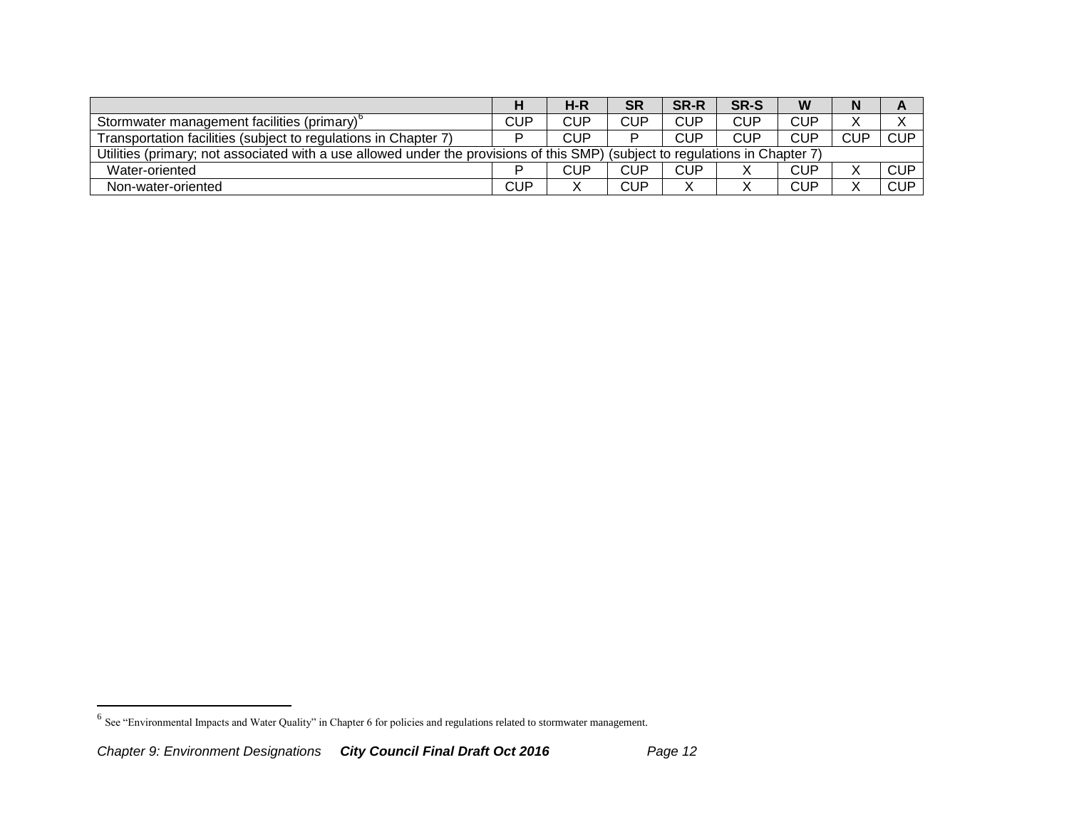| | H | H-R | SR | SR-R | SR-S | W | N | A |
|---|---|---|---|---|---|---|---|---|
| Stormwater management facilities (primary)[6] | CUP | CUP | CUP | CUP | CUP | CUP | X | X |
| Transportation facilities (subject to regulations in Chapter 7) | P | CUP | P | CUP | CUP | CUP | CUP | CUP |
| Utilities (primary; not associated with a use allowed under the provisions of this SMP) (subject to regulations in Chapter 7) | | | | | | | | |
| Water-oriented | P | CUP | CUP | CUP | X | CUP | X | CUP |
| Non-water-oriented | CUP | X | CUP | X | X | CUP | X | CUP |

[6] See "Environmental Impacts and Water Quality" in Chapter 6 for policies and regulations related to stormwater management.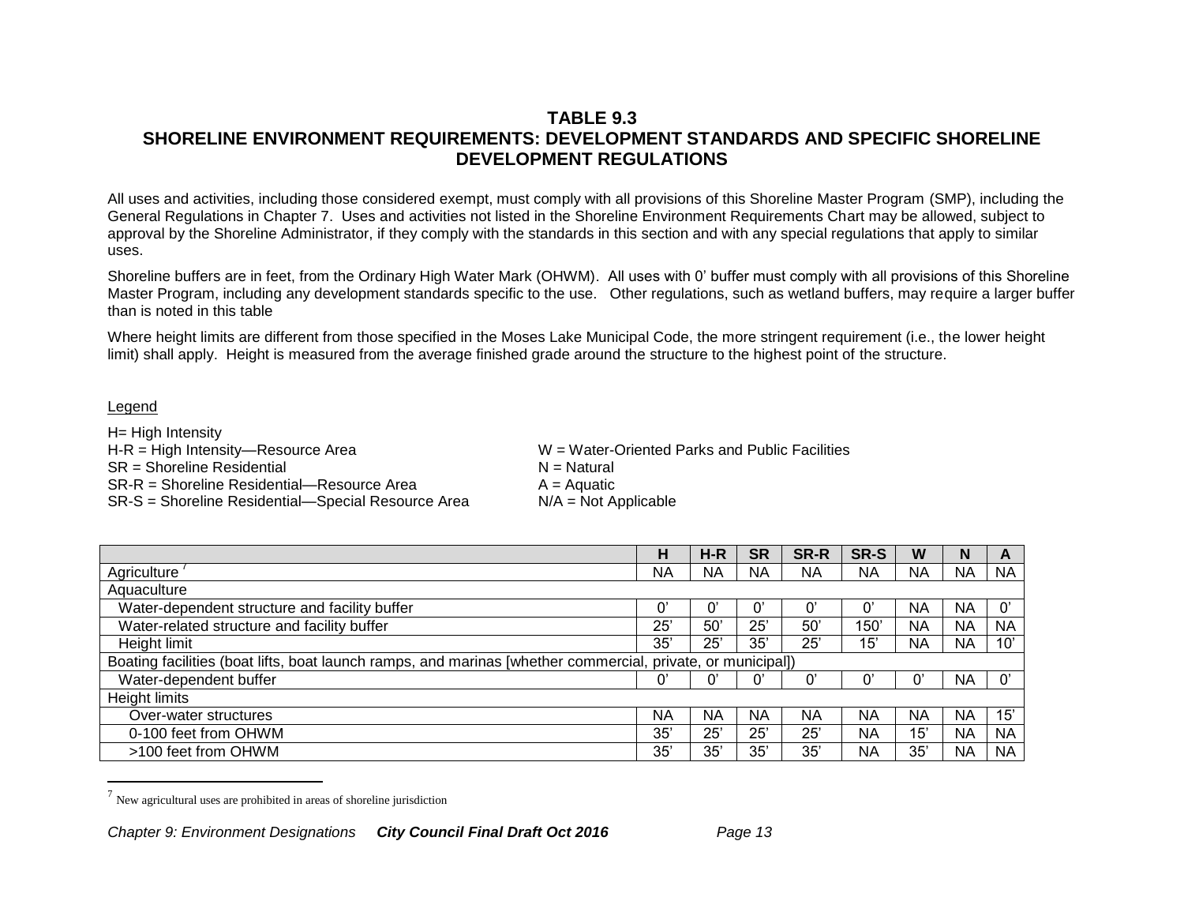## TABLE 9.3
## SHORELINE ENVIRONMENT REQUIREMENTS: DEVELOPMENT STANDARDS AND SPECIFIC SHORELINE DEVELOPMENT REGULATIONS

All uses and activities, including those considered exempt, must comply with all provisions of this Shoreline Master Program (SMP), including the General Regulations in Chapter 7. Uses and activities not listed in the Shoreline Environment Requirements Chart may be allowed, subject to approval by the Shoreline Administrator, if they comply with the standards in this section and with any special regulations that apply to similar uses.

Shoreline buffers are in feet, from the Ordinary High Water Mark (OHWM). All uses with 0' buffer must comply with all provisions of this Shoreline Master Program, including any development standards specific to the use. Other regulations, such as wetland buffers, may require a larger buffer than is noted in this table

Where height limits are different from those specified in the Moses Lake Municipal Code, the more stringent requirement (i.e., the lower height limit) shall apply. Height is measured from the average finished grade around the structure to the highest point of the structure.

Legend

H= High Intensity
H-R = High Intensity—Resource Area
SR = Shoreline Residential
SR-R = Shoreline Residential—Resource Area
SR-S = Shoreline Residential—Special Resource Area
W = Water-Oriented Parks and Public Facilities
N = Natural
A = Aquatic
N/A = Not Applicable

| | H | H-R | SR | SR-R | SR-S | W | N | A |
|---|---|---|---|---|---|---|---|---|
| Agriculture [7] | NA | NA | NA | NA | NA | NA | NA | NA |
| Aquaculture | | | | | | | | |
| Water-dependent structure and facility buffer | 0' | 0' | 0' | 0' | 0' | NA | NA | 0' |
| Water-related structure and facility buffer | 25' | 50' | 25' | 50' | 150' | NA | NA | NA |
| Height limit | 35' | 25' | 35' | 25' | 15' | NA | NA | 10' |
| Boating facilities (boat lifts, boat launch ramps, and marinas [whether commercial, private, or municipal]) | | | | | | | | |
| Water-dependent buffer | 0' | 0' | 0' | 0' | 0' | 0' | NA | 0' |
| Height limits | | | | | | | | |
| Over-water structures | NA | NA | NA | NA | NA | NA | NA | 15' |
| 0-100 feet from OHWM | 35' | 25' | 25' | 25' | NA | 15' | NA | NA |
| >100 feet from OHWM | 35' | 35' | 35' | 35' | NA | 35' | NA | NA |

[7] New agricultural uses are prohibited in areas of shoreline jurisdiction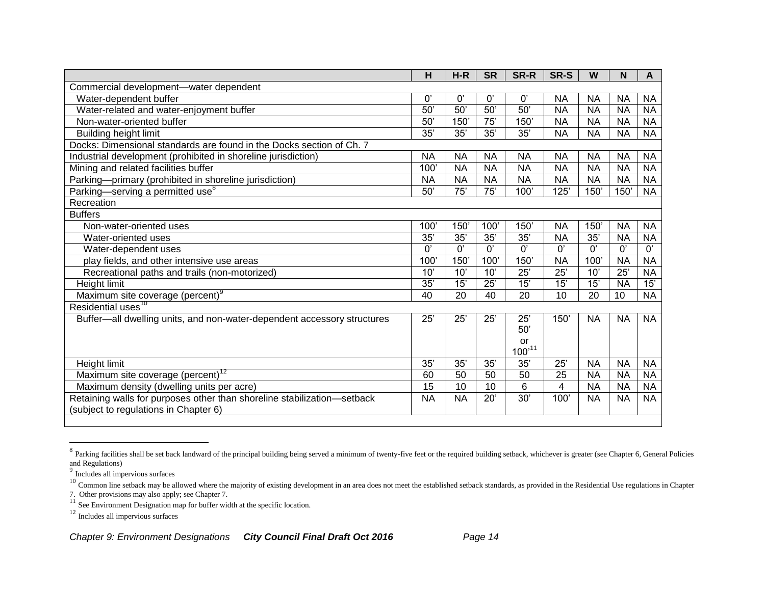| | H | H-R | SR | SR-R | SR-S | W | N | A |
|---|---|---|---|---|---|---|---|---|
| Commercial development—water dependent | | | | | | | | |
| Water-dependent buffer | 0’ | 0’ | 0’ | 0’ | NA | NA | NA | NA |
| Water-related and water-enjoyment buffer | 50’ | 50’ | 50’ | 50’ | NA | NA | NA | NA |
| Non-water-oriented buffer | 50’ | 150’ | 75’ | 150’ | NA | NA | NA | NA |
| Building height limit | 35’ | 35’ | 35’ | 35’ | NA | NA | NA | NA |
| Docks: Dimensional standards are found in the Docks section of Ch. 7 | | | | | | | | |
| Industrial development (prohibited in shoreline jurisdiction) | NA | NA | NA | NA | NA | NA | NA | NA |
| Mining and related facilities buffer | 100’ | NA | NA | NA | NA | NA | NA | NA |
| Parking—primary (prohibited in shoreline jurisdiction) | NA | NA | NA | NA | NA | NA | NA | NA |
| Parking—serving a permitted use[8] | 50’ | 75’ | 75’ | 100’ | 125’ | 150’ | 150’ | NA |
| Recreation | | | | | | | | |
| Buffers | | | | | | | | |
| Non-water-oriented uses | 100’ | 150’ | 100’ | 150’ | NA | 150’ | NA | NA |
| Water-oriented uses | 35’ | 35’ | 35’ | 35’ | NA | 35’ | NA | NA |
| Water-dependent uses | 0’ | 0’ | 0’ | 0’ | 0’ | 0’ | 0’ | 0’ |
| play fields, and other intensive use areas | 100’ | 150’ | 100’ | 150’ | NA | 100’ | NA | NA |
| Recreational paths and trails (non-motorized) | 10’ | 10’ | 10’ | 25’ | 25’ | 10’ | 25’ | NA |
| Height limit | 35’ | 15’ | 25’ | 15’ | 15’ | 15’ | NA | 15’ |
| Maximum site coverage (percent)[9] | 40 | 20 | 40 | 20 | 10 | 20 | 10 | NA |
| Residential uses[10] | | | | | | | | |
| Buffer—all dwelling units, and non-water-dependent accessory structures | 25’ | 25’ | 25’ | 25’ 50’ or 100’[11] | 150’ | NA | NA | NA |
| Height limit | 35’ | 35’ | 35’ | 35’ | 25’ | NA | NA | NA |
| Maximum site coverage (percent)[12] | 60 | 50 | 50 | 50 | 25 | NA | NA | NA |
| Maximum density (dwelling units per acre) | 15 | 10 | 10 | 6 | 4 | NA | NA | NA |
| Retaining walls for purposes other than shoreline stabilization—setback (subject to regulations in Chapter 6) | NA | NA | 20’ | 30’ | 100’ | NA | NA | NA |

[8] Parking facilities shall be set back landward of the principal building being served a minimum of twenty-five feet or the required building setback, whichever is greater (see Chapter 6, General Policies and Regulations)

[9] Includes all impervious surfaces

[10] Common line setback may be allowed where the majority of existing development in an area does not meet the established setback standards, as provided in the Residential Use regulations in Chapter 7. Other provisions may also apply; see Chapter 7.

[11] See Environment Designation map for buffer width at the specific location.

[12] Includes all impervious surfaces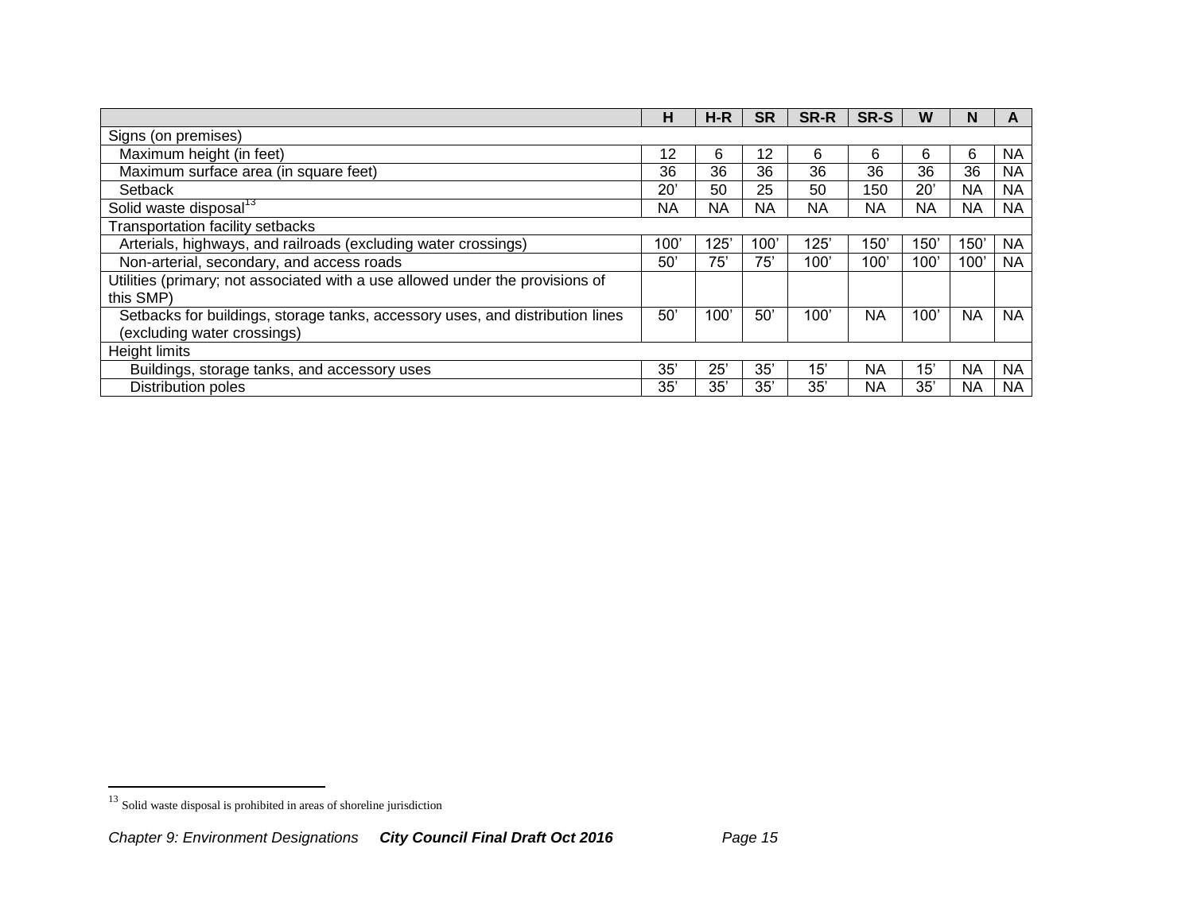| | H | H-R | SR | SR-R | SR-S | W | N | A |
|---|---|---|---|---|---|---|---|---|
| Signs (on premises) | | | | | | | | |
| Maximum height (in feet) | 12 | 6 | 12 | 6 | 6 | 6 | 6 | NA |
| Maximum surface area (in square feet) | 36 | 36 | 36 | 36 | 36 | 36 | 36 | NA |
| Setback | 20' | 50 | 25 | 50 | 150 | 20' | NA | NA |
| Solid waste disposal[13] | NA | NA | NA | NA | NA | NA | NA | NA |
| Transportation facility setbacks | | | | | | | | |
| Arterials, highways, and railroads (excluding water crossings) | 100' | 125' | 100' | 125' | 150' | 150' | 150' | NA |
| Non-arterial, secondary, and access roads | 50' | 75' | 75' | 100' | 100' | 100' | 100' | NA |
| Utilities (primary; not associated with a use allowed under the provisions of this SMP) | | | | | | | | |
| Setbacks for buildings, storage tanks, accessory uses, and distribution lines (excluding water crossings) | 50' | 100' | 50' | 100' | NA | 100' | NA | NA |
| Height limits | | | | | | | | |
| Buildings, storage tanks, and accessory uses | 35' | 25' | 35' | 15' | NA | 15' | NA | NA |
| Distribution poles | 35' | 35' | 35' | 35' | NA | 35' | NA | NA |

[13] Solid waste disposal is prohibited in areas of shoreline jurisdiction